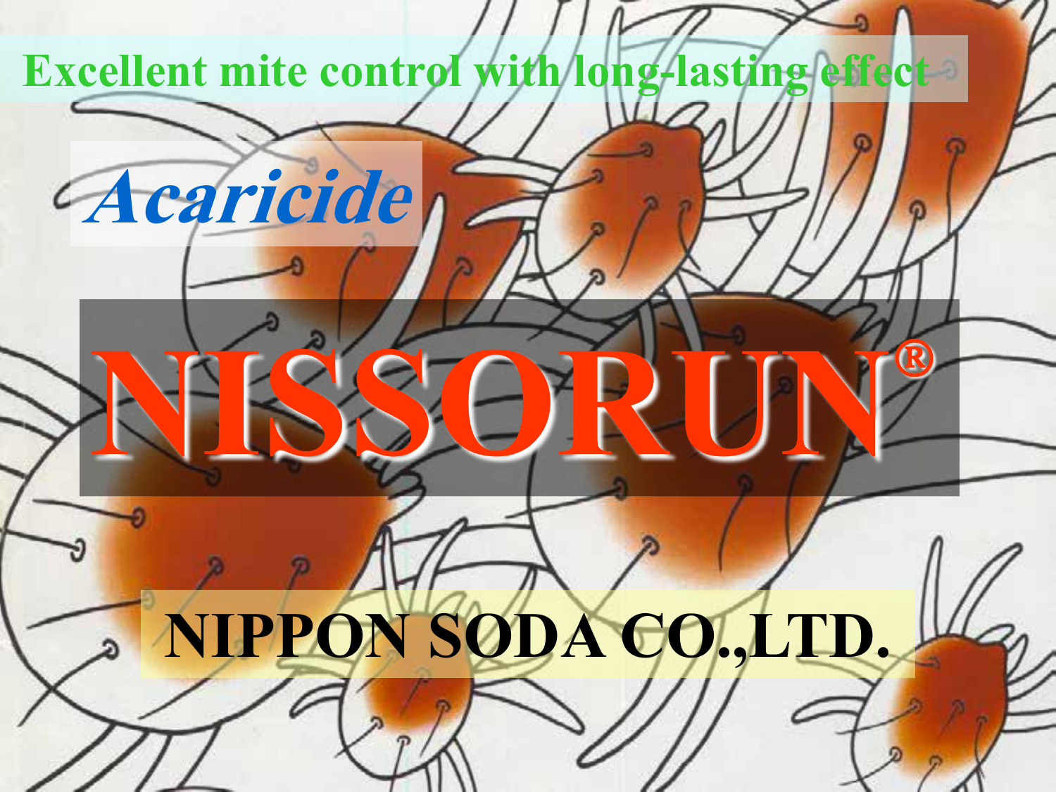Excellent mite control with long-lasting effect

*Acaricide*

# NISSORUN®

**NIPPON SODA CO.,LTD.**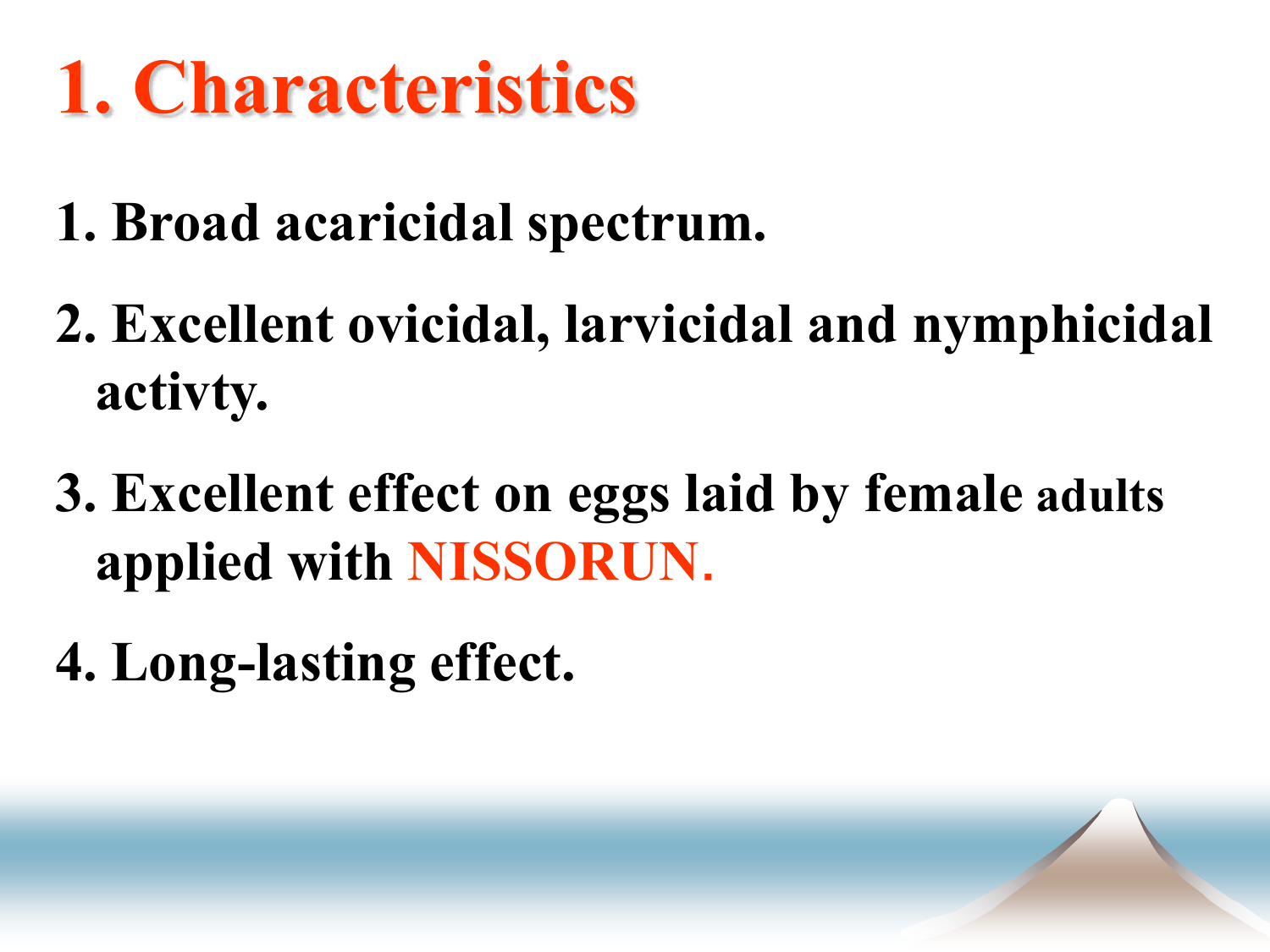# 1. Characteristics

1. Broad acaricidal spectrum.
2. Excellent ovicidal, larvicidal and nymphicidal activty.
3. Excellent effect on eggs laid by female adults applied with NISSORUN.
4. Long-lasting effect.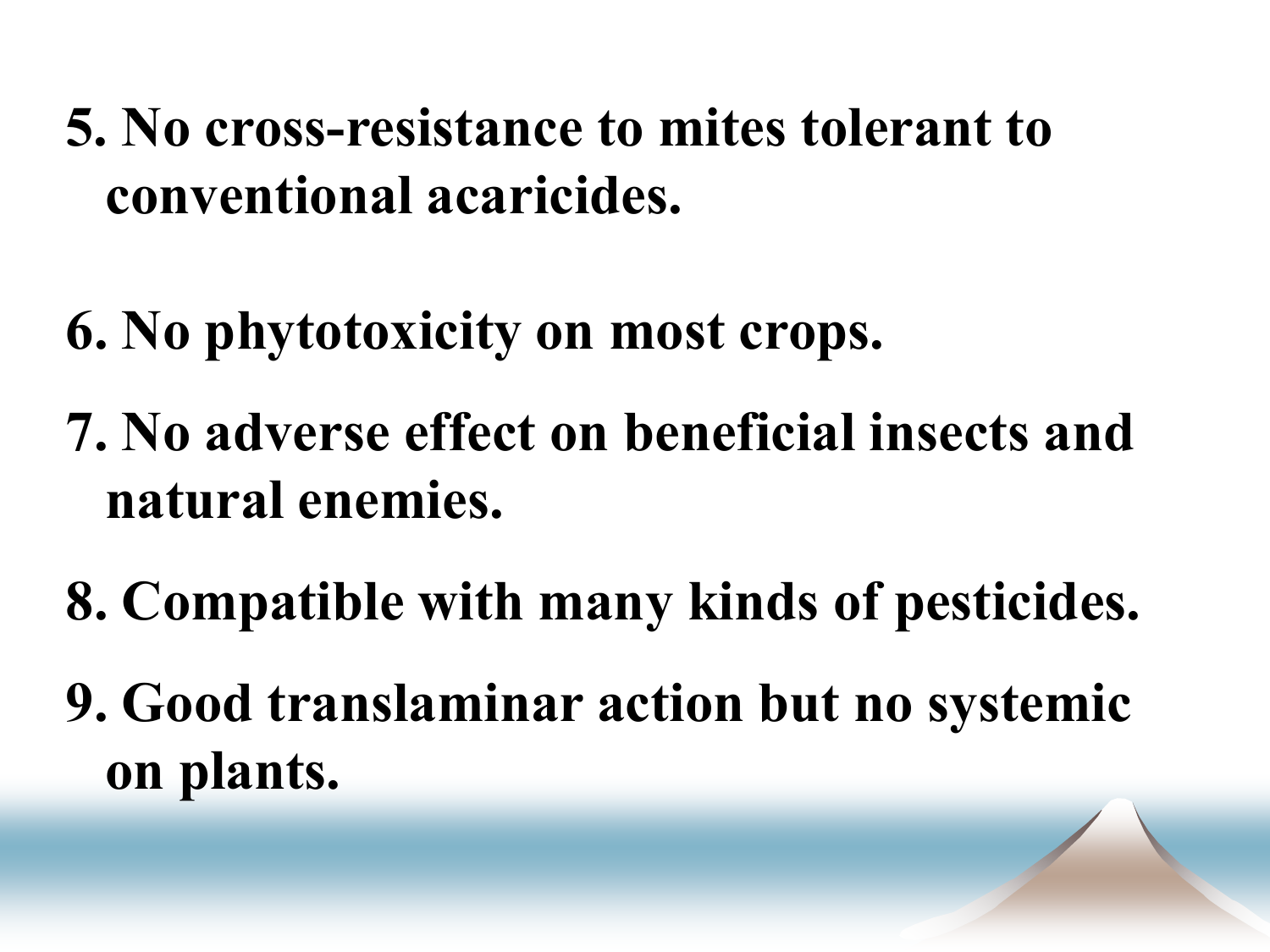5. No cross-resistance to mites tolerant to conventional acaricides.

6. No phytotoxicity on most crops.

7. No adverse effect on beneficial insects and natural enemies.

8. Compatible with many kinds of pesticides.

9. Good translaminar action but no systemic on plants.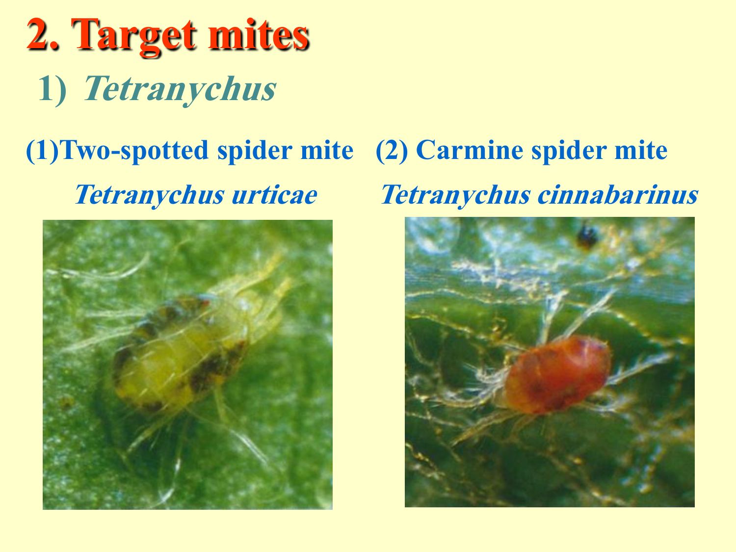# 2. Target mites

## 1) *Tetranychus*

**(1) Two-spotted spider mite**

***Tetranychus urticae***

**(2) Carmine spider mite**

***Tetranychus cinnabarinus***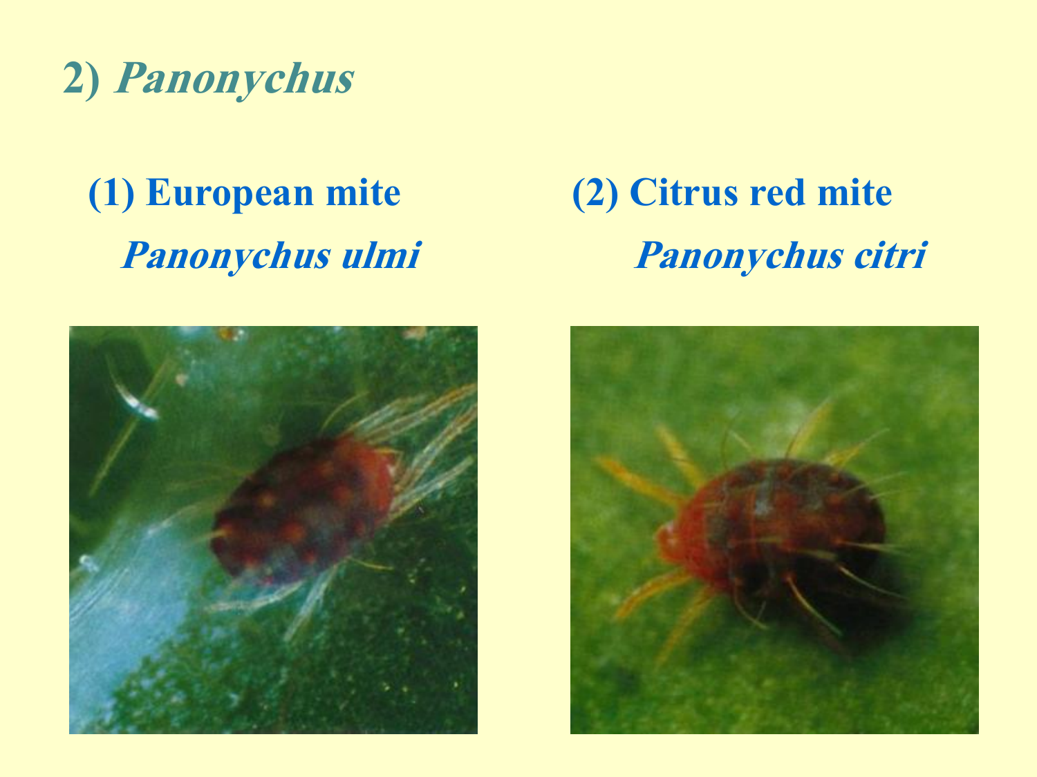## 2) *Panonychus*

**(1) European mite**

***Panonychus ulmi***

**(2) Citrus red mite**

***Panonychus citri***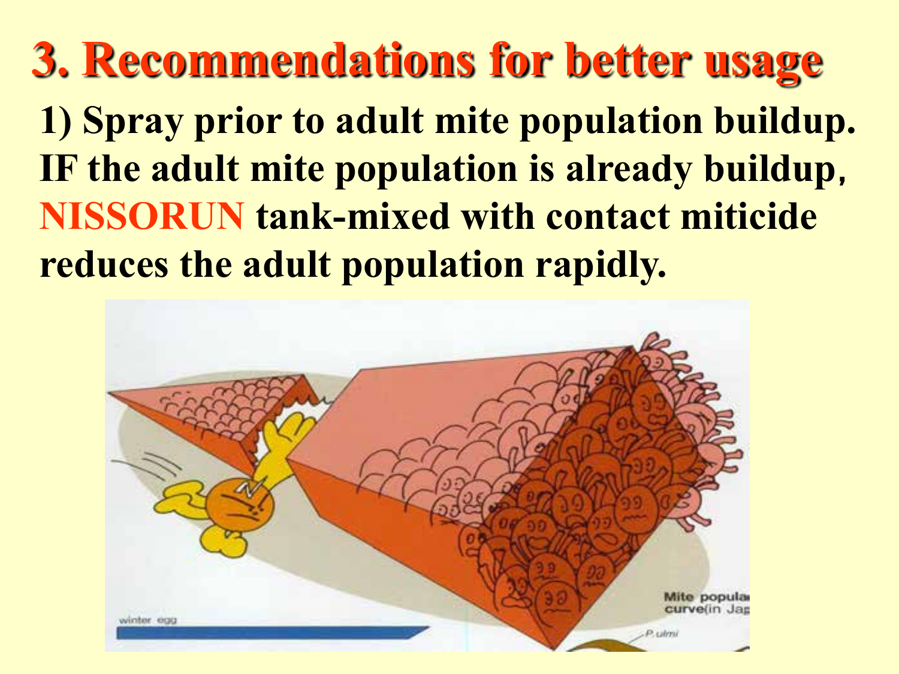# 3. Recommendations for better usage

**1) Spray prior to adult mite population buildup. IF the adult mite population is already buildup, NISSORUN tank-mixed with contact miticide reduces the adult population rapidly.**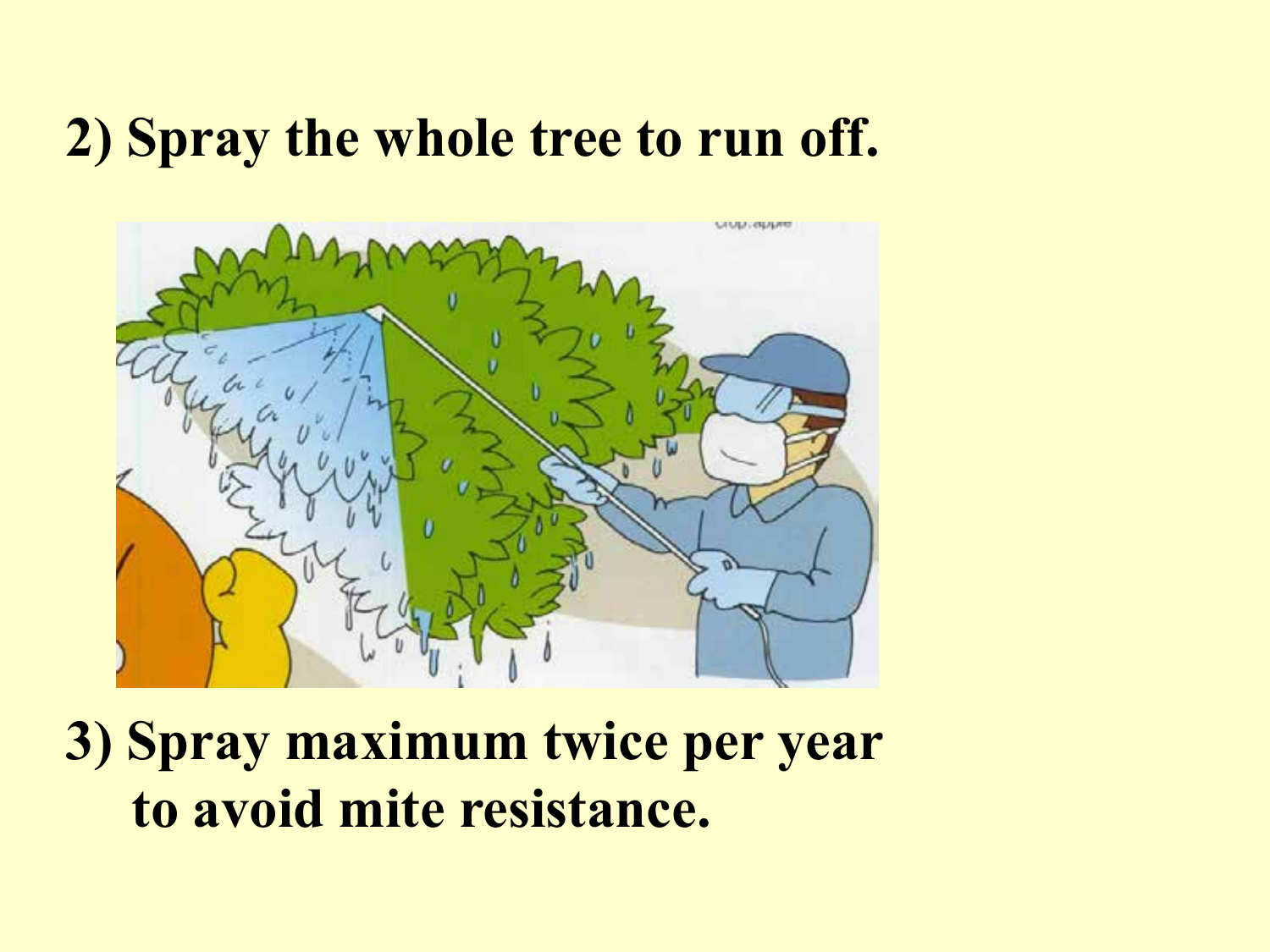2) Spray the whole tree to run off.

3) Spray maximum twice per year to avoid mite resistance.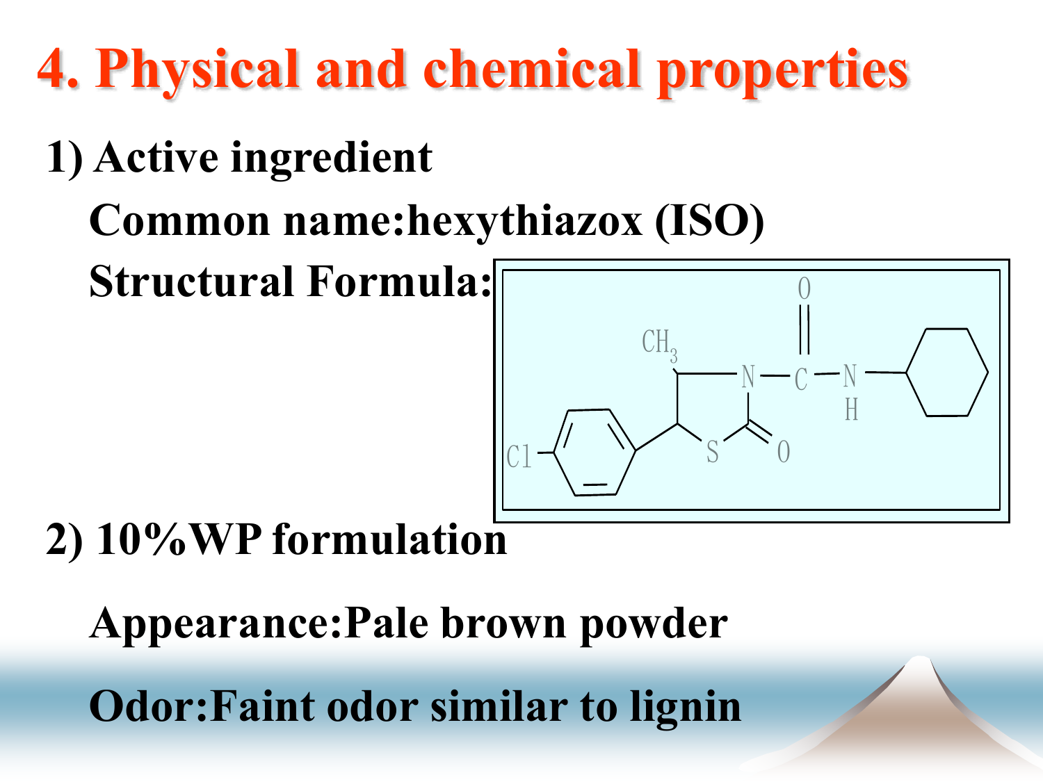# 4. Physical and chemical properties

**1) Active ingredient**

**Common name:hexythiazox (ISO)**

**Structural Formula:**

**2) 10%WP formulation**

**Appearance:Pale brown powder**

**Odor:Faint odor similar to lignin**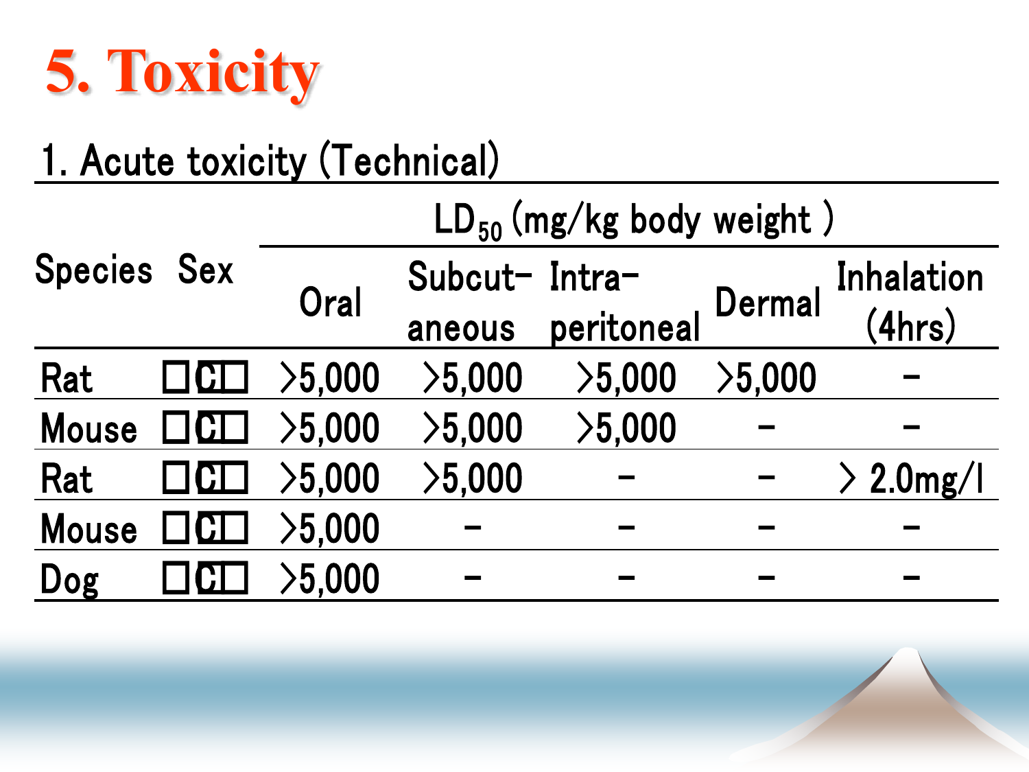# 5. Toxicity

## 1. Acute toxicity (Technical)

| Species | Sex | $LD_{50}$ (mg/kg body weight ) | | | | |
|---|---|---|---|---|---|---|
| | | Oral | Subcut-aneous | Intra-peritoneal | Dermal | Inhalation (4hrs) |
| Rat | □C□ | >5,000 | >5,000 | >5,000 | >5,000 | – |
| Mouse | □C□ | >5,000 | >5,000 | >5,000 | – | – |
| Rat | □C□ | >5,000 | >5,000 | – | – | > 2.0mg/l |
| Mouse | □C□ | >5,000 | – | – | – | – |
| Dog | □C□ | >5,000 | – | – | – | – |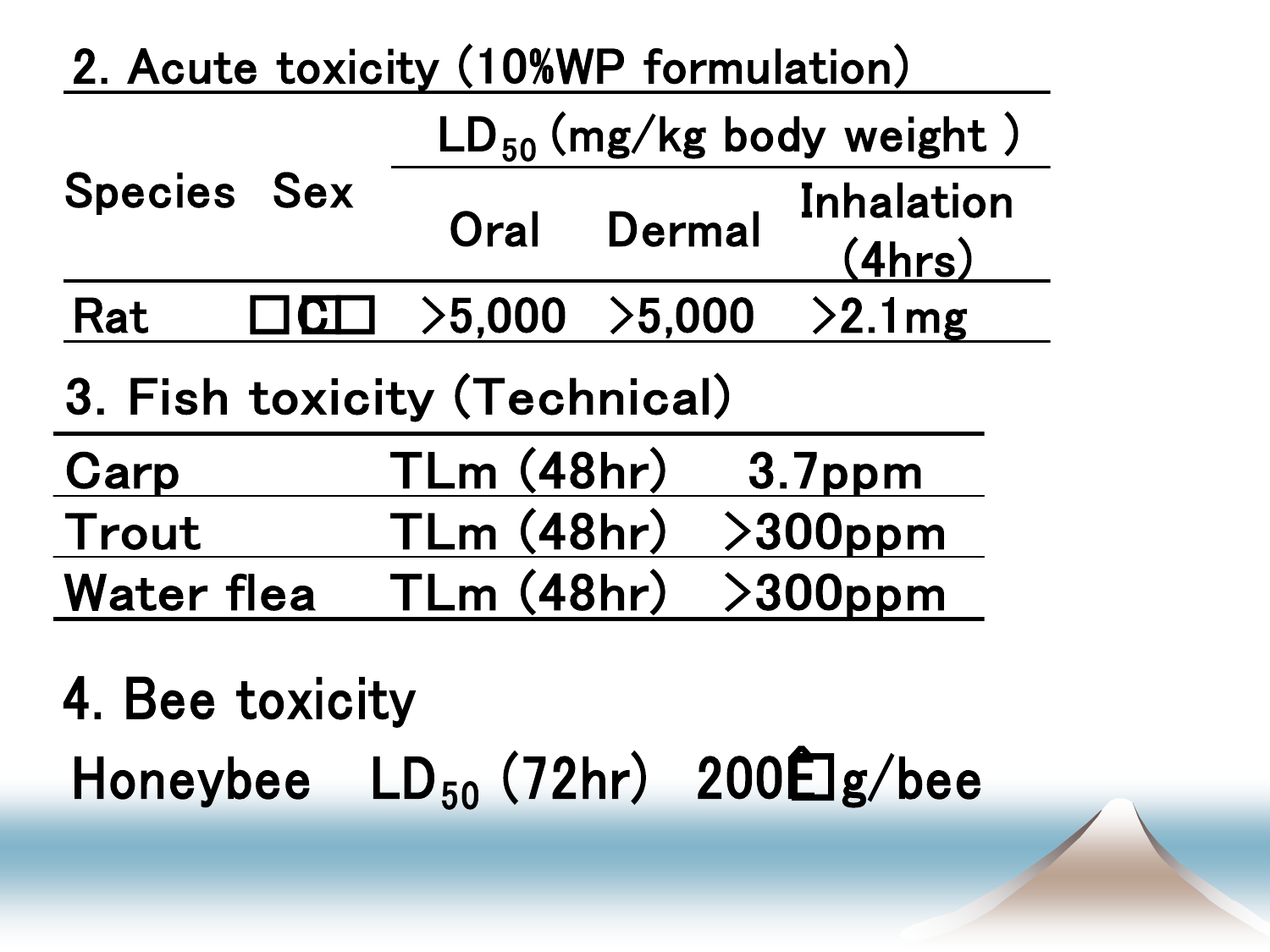## 2. Acute toxicity (10%WP formulation)

| Species | Sex | $LD_{50}$ (mg/kg body weight ) | | |
|---|---|---|---|---|
| | | Oral | Dermal | Inhalation (4hrs) |
| Rat | □C□ | >5,000 | >5,000 | >2.1mg |

## 3. Fish toxicity (Technical)

| | | |
|---|---|---|
| Carp | TLm (48hr) | 3.7ppm |
| Trout | TLm (48hr) | >300ppm |
| Water flea | TLm (48hr) | >300ppm |

## 4. Bee toxicity

Honeybee $LD_{50}$ (72hr) 200□g/bee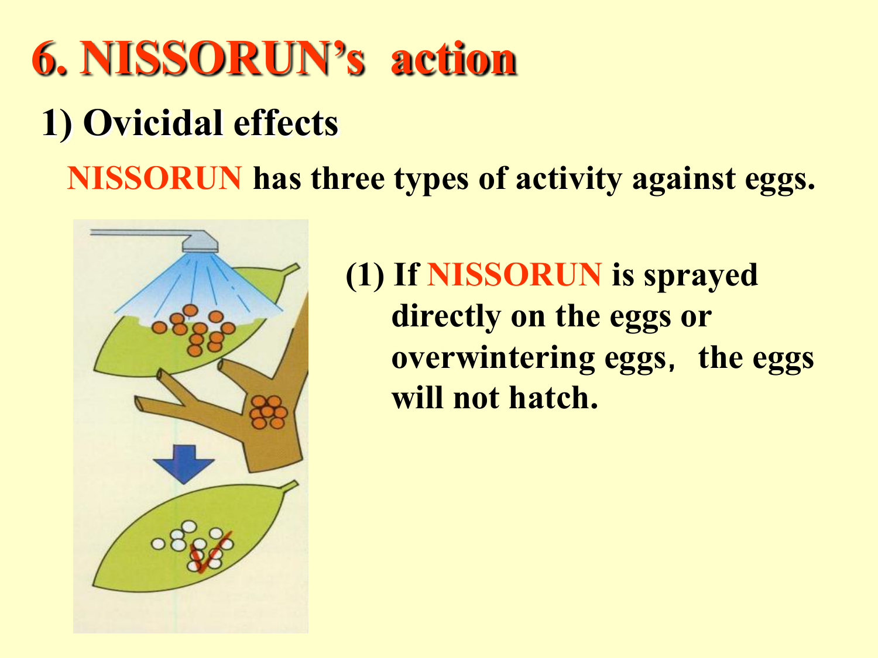# 6. NISSORUN's action

## 1) Ovicidal effects

NISSORUN has three types of activity against eggs.

(1) If NISSORUN is sprayed directly on the eggs or overwintering eggs, the eggs will not hatch.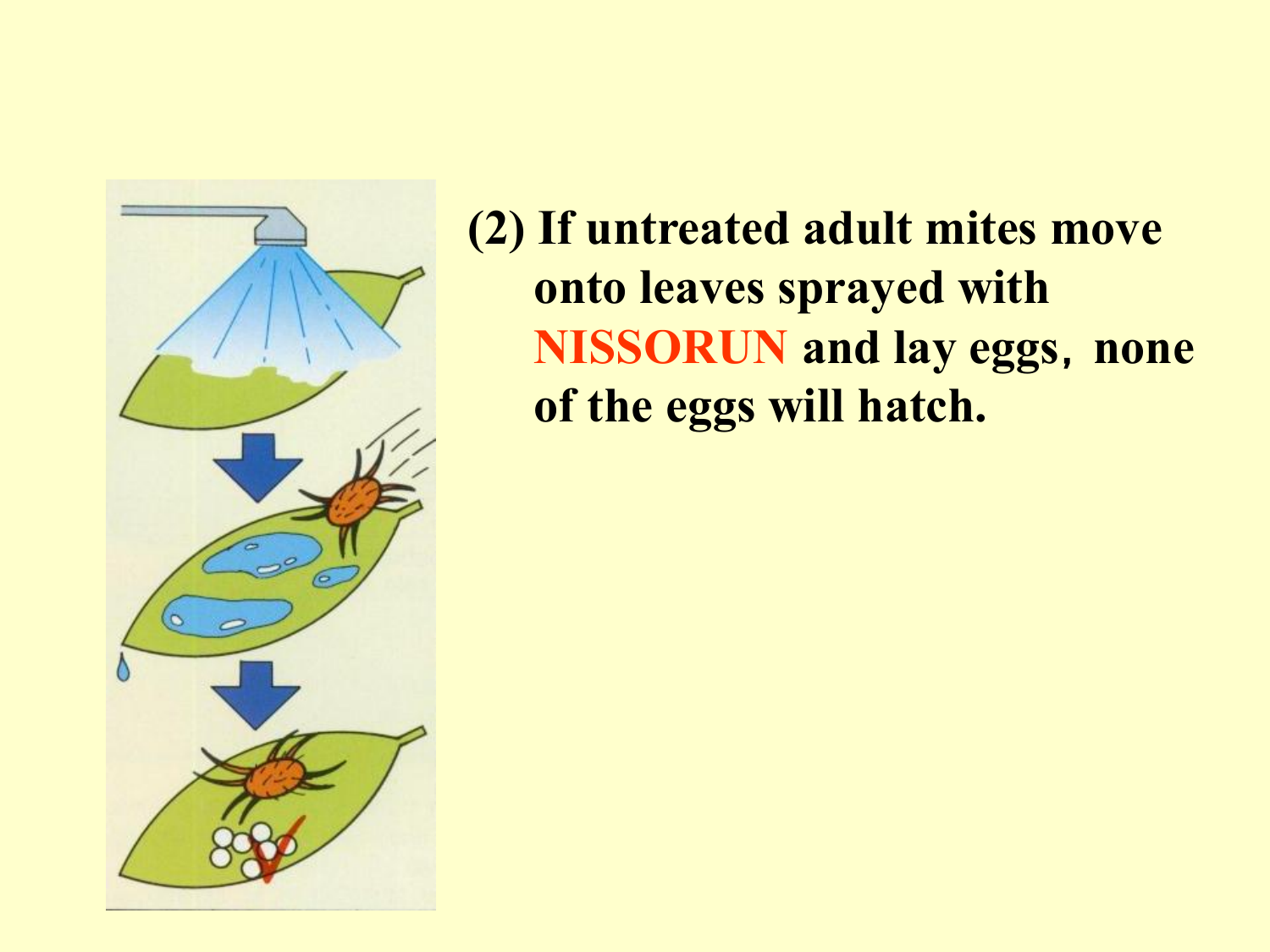**(2) If untreated adult mites move onto leaves sprayed with NISSORUN and lay eggs，none of the eggs will hatch.**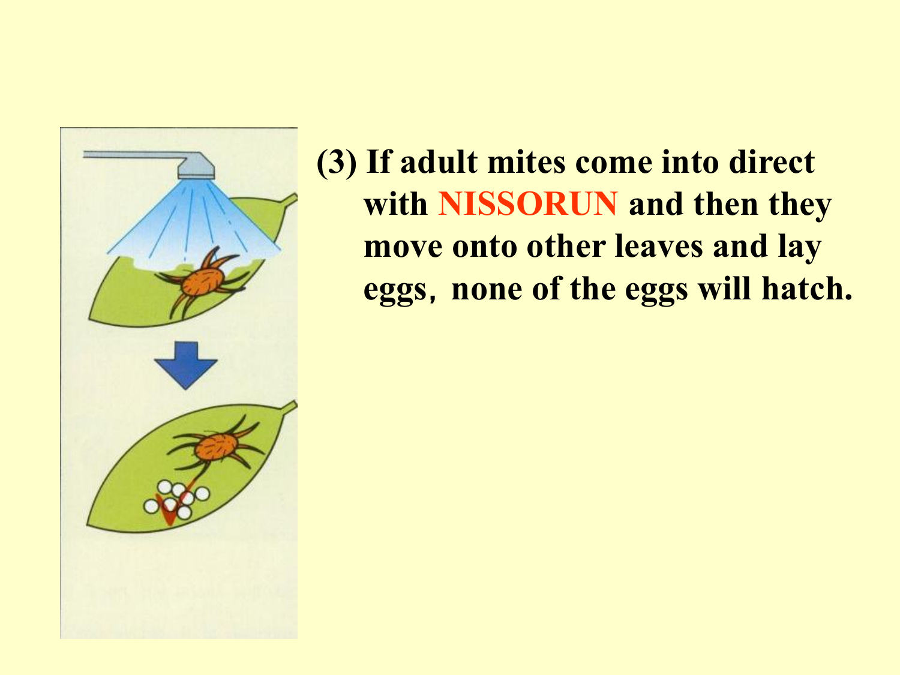(3) If adult mites come into direct with **NISSORUN** and then they move onto other leaves and lay eggs, none of the eggs will hatch.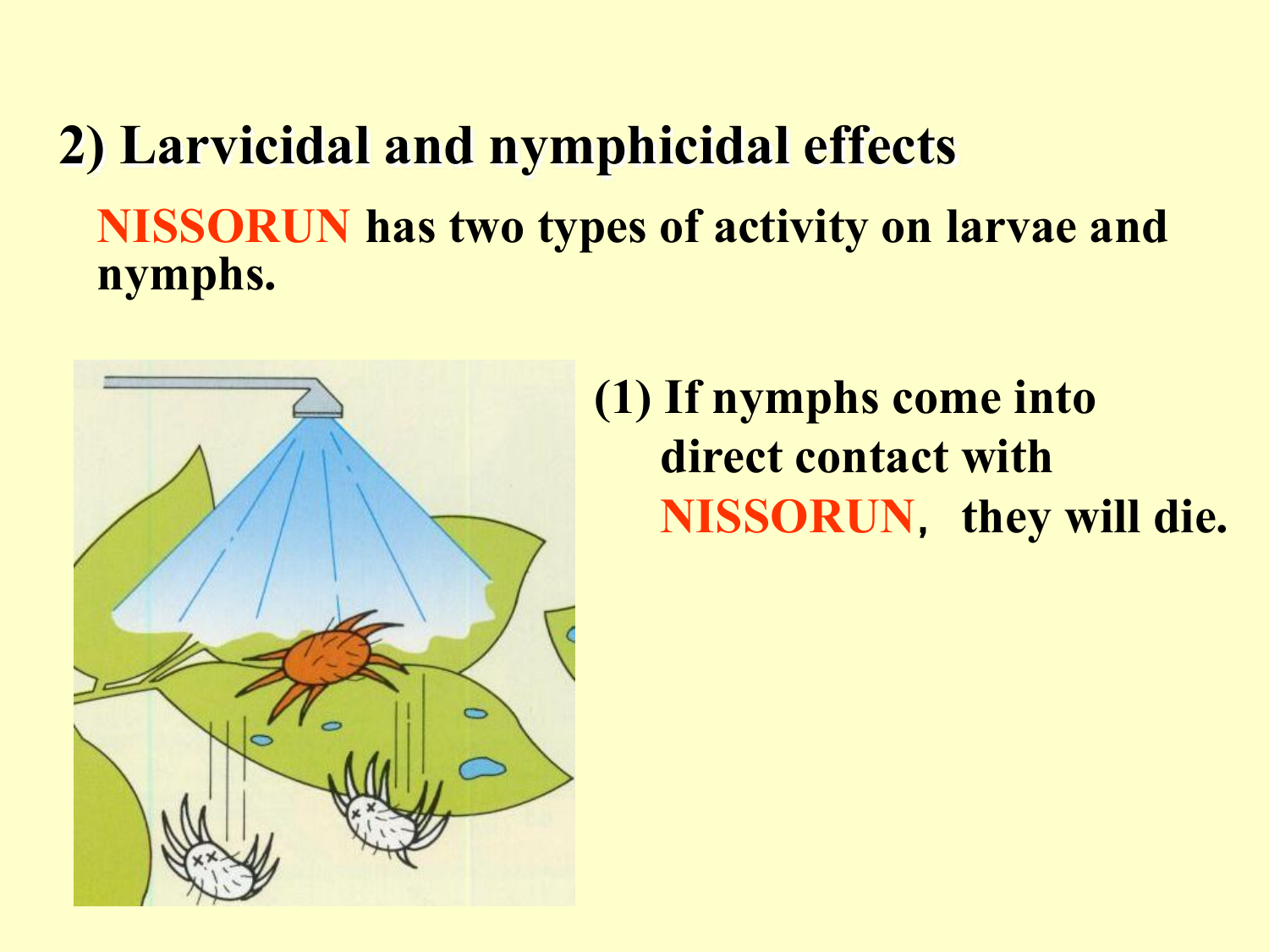## 2) Larvicidal and nymphicidal effects

**NISSORUN has two types of activity on larvae and nymphs.**

**(1) If nymphs come into direct contact with NISSORUN, they will die.**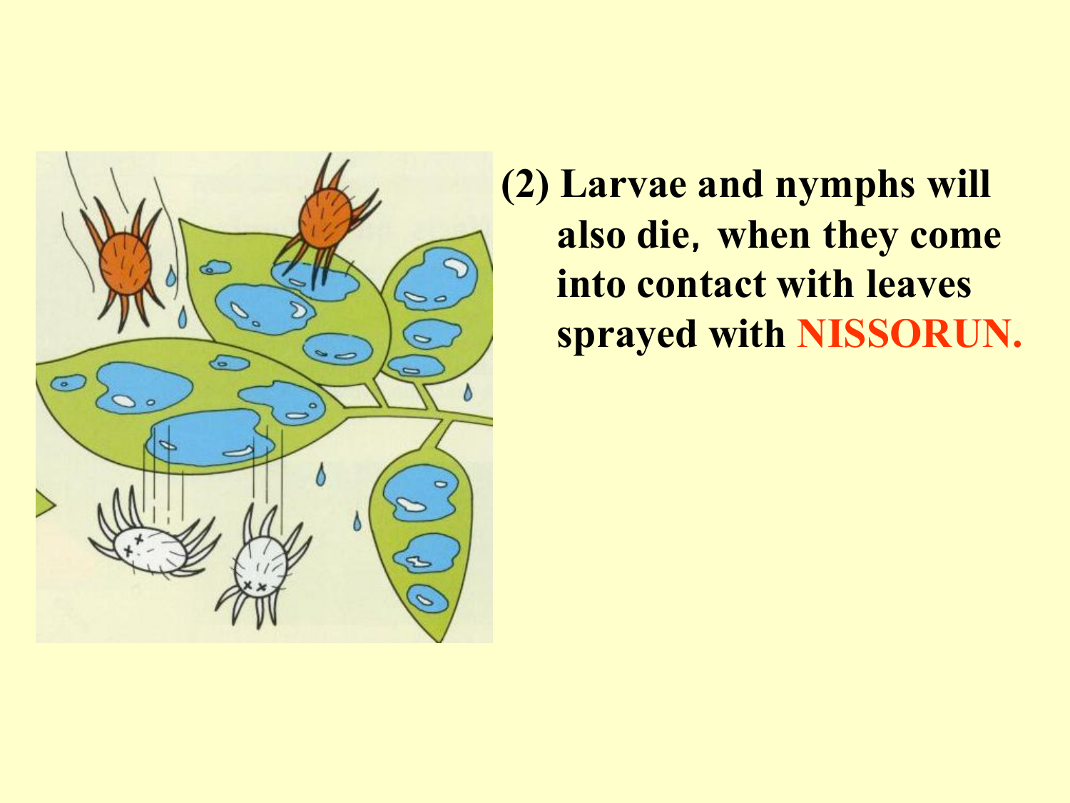(2) Larvae and nymphs will also die, when they come into contact with leaves sprayed with **NISSORUN.**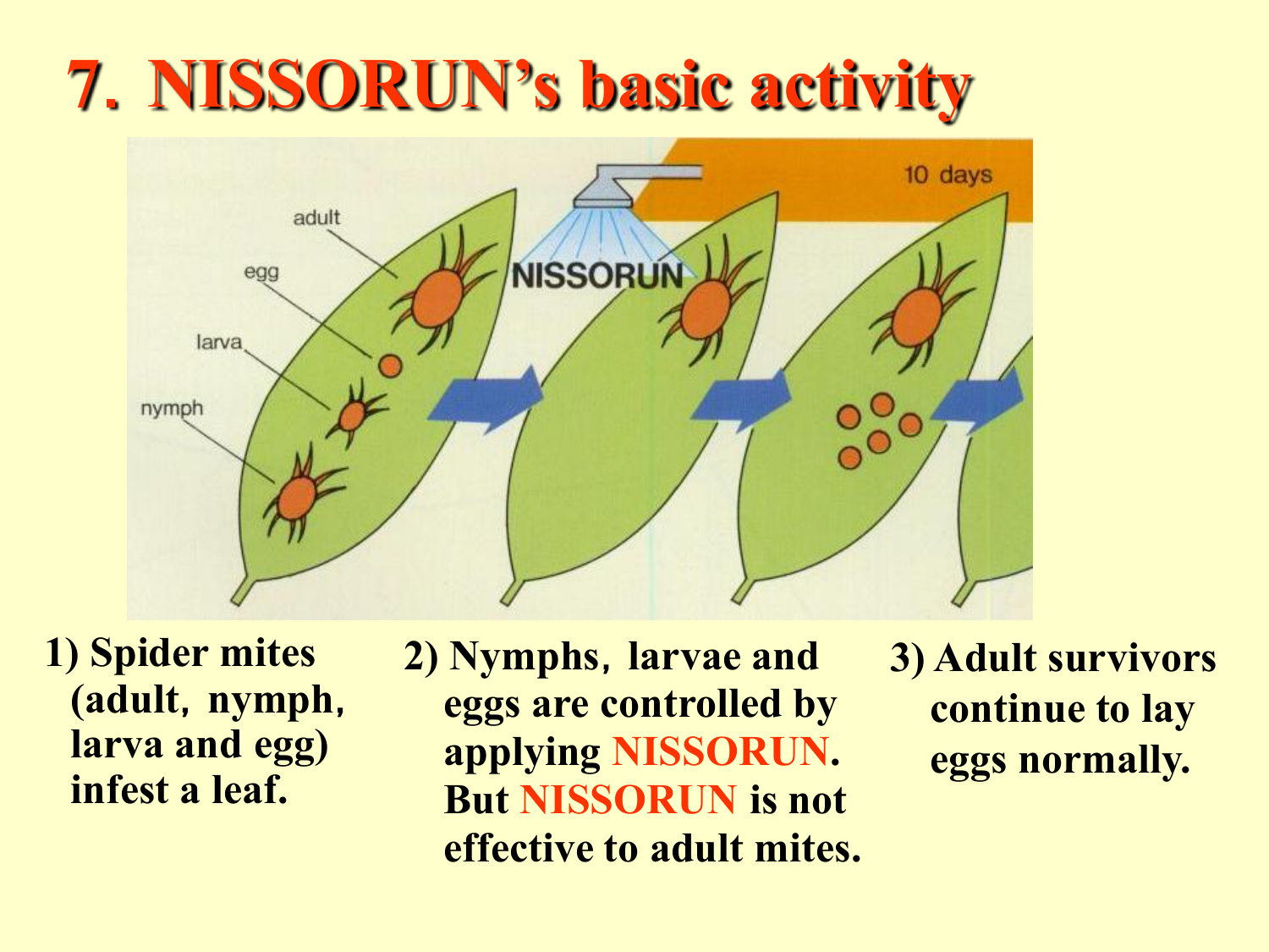# 7. NISSORUN's basic activity

1) Spider mites (adult, nymph, larva and egg) infest a leaf.

2) Nymphs, larvae and eggs are controlled by applying NISSORUN. But NISSORUN is not effective to adult mites.

3) Adult survivors continue to lay eggs normally.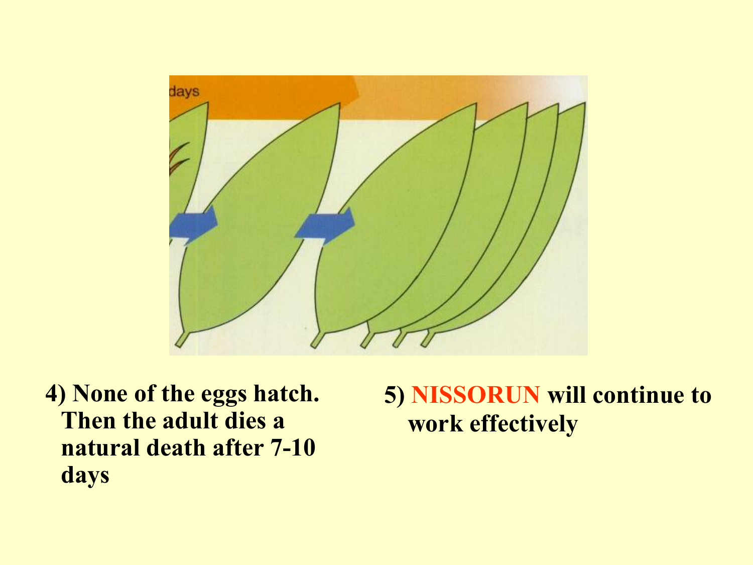days

4) None of the eggs hatch. Then the adult dies a natural death after 7-10 days

5) NISSORUN will continue to work effectively